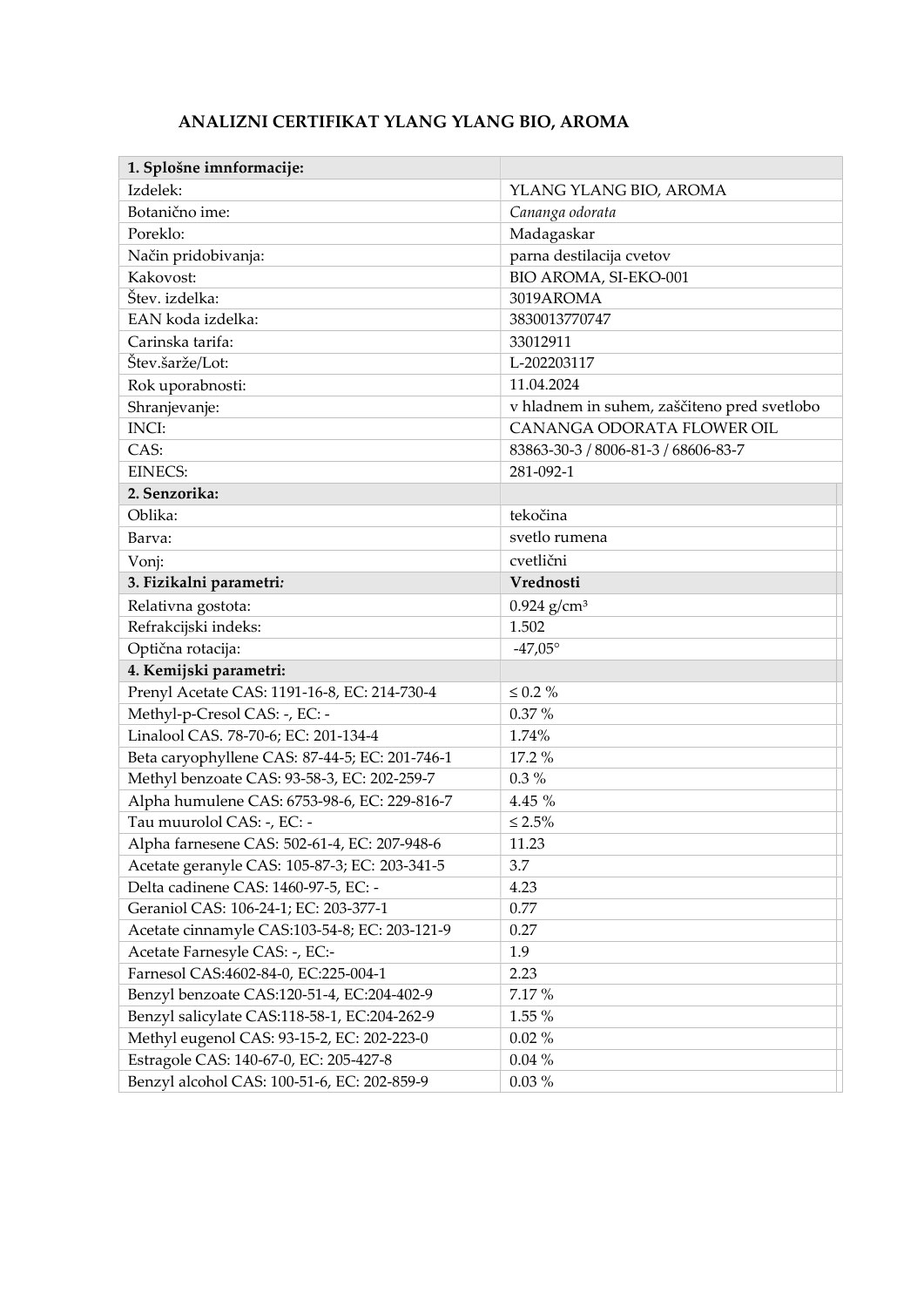# ANALIZNI CERTIFIKAT YLANG YLANG BIO, AROMA

| **1. Splošne imnformacije:** | |
|---|---|
| Izdelek: | YLANG YLANG BIO, AROMA |
| Botanično ime: | *Cananga odorata* |
| Poreklo: | Madagaskar |
| Način pridobivanja: | parna destilacija cvetov |
| Kakovost: | BIO AROMA, SI-EKO-001 |
| Štev. izdelka: | 3019AROMA |
| EAN koda izdelka: | 3830013770747 |
| Carinska tarifa: | 33012911 |
| Štev.šarže/Lot: | L-202203117 |
| Rok uporabnosti: | 11.04.2024 |
| Shranjevanje: | v hladnem in suhem, zaščiteno pred svetlobo |
| INCI: | CANANGA ODORATA FLOWER OIL |
| CAS: | 83863-30-3 / 8006-81-3 / 68606-83-7 |
| EINECS: | 281-092-1 |
| **2. Senzorika:** | |
| Oblika: | tekočina |
| Barva: | svetlo rumena |
| Vonj: | cvetlični |
| **3. Fizikalni parametri:** | **Vrednosti** |
| Relativna gostota: | 0.924 g/cm³ |
| Refrakcijski indeks: | 1.502 |
| Optična rotacija: | -47,05° |
| **4. Kemijski parametri:** | |
| Prenyl Acetate CAS: 1191-16-8, EC: 214-730-4 | ≤ 0.2 % |
| Methyl-p-Cresol CAS: -, EC: - | 0.37 % |
| Linalool CAS. 78-70-6; EC: 201-134-4 | 1.74% |
| Beta caryophyllene CAS: 87-44-5; EC: 201-746-1 | 17.2 % |
| Methyl benzoate CAS: 93-58-3, EC: 202-259-7 | 0.3 % |
| Alpha humulene CAS: 6753-98-6, EC: 229-816-7 | 4.45 % |
| Tau muurolol CAS: -, EC: - | ≤ 2.5% |
| Alpha farnesene CAS: 502-61-4, EC: 207-948-6 | 11.23 |
| Acetate geranyle CAS: 105-87-3; EC: 203-341-5 | 3.7 |
| Delta cadinene CAS: 1460-97-5, EC: - | 4.23 |
| Geraniol CAS: 106-24-1; EC: 203-377-1 | 0.77 |
| Acetate cinnamyle CAS:103-54-8; EC: 203-121-9 | 0.27 |
| Acetate Farnesyle CAS: -, EC:- | 1.9 |
| Farnesol CAS:4602-84-0, EC:225-004-1 | 2.23 |
| Benzyl benzoate CAS:120-51-4, EC:204-402-9 | 7.17 % |
| Benzyl salicylate CAS:118-58-1, EC:204-262-9 | 1.55 % |
| Methyl eugenol CAS: 93-15-2, EC: 202-223-0 | 0.02 % |
| Estragole CAS: 140-67-0, EC: 205-427-8 | 0.04 % |
| Benzyl alcohol CAS: 100-51-6, EC: 202-859-9 | 0.03 % |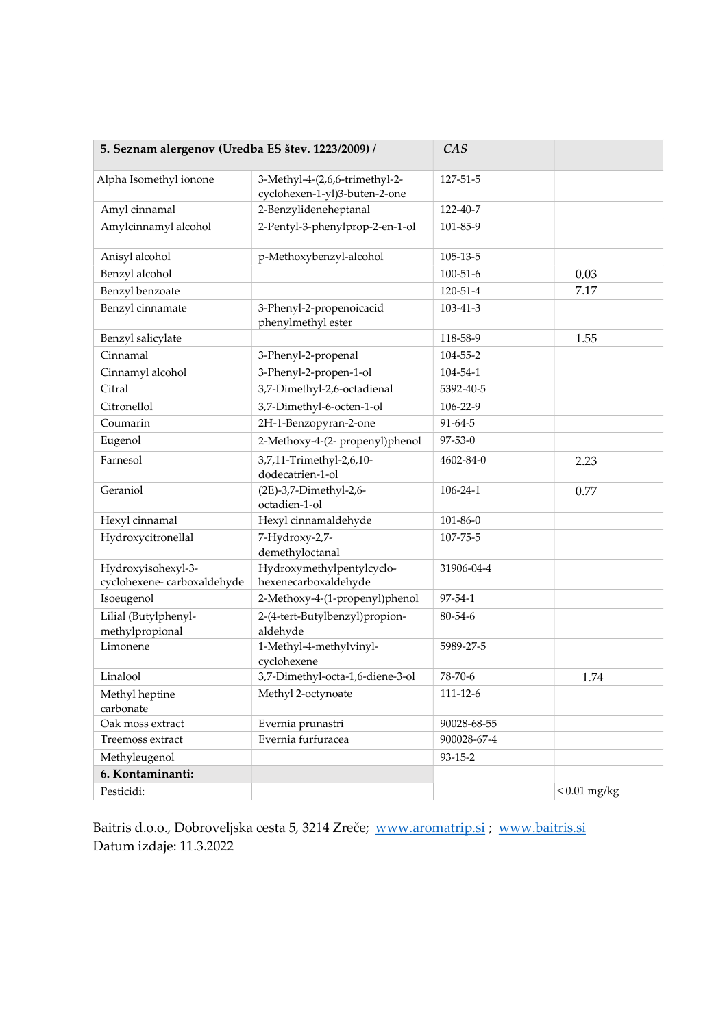| 5. Seznam alergenov (Uredba ES štev. 1223/2009) / | | *CAS* | |
|---|---|---|---|
| Alpha Isomethyl ionone | 3-Methyl-4-(2,6,6-trimethyl-2-cyclohexen-1-yl)3-buten-2-one | 127-51-5 | |
| Amyl cinnamal | 2-Benzylideneheptanal | 122-40-7 | |
| Amylcinnamyl alcohol | 2-Pentyl-3-phenylprop-2-en-1-ol | 101-85-9 | |
| Anisyl alcohol | p-Methoxybenzyl-alcohol | 105-13-5 | |
| Benzyl alcohol | | 100-51-6 | 0,03 |
| Benzyl benzoate | | 120-51-4 | 7.17 |
| Benzyl cinnamate | 3-Phenyl-2-propenoicacid phenylmethyl ester | 103-41-3 | |
| Benzyl salicylate | | 118-58-9 | 1.55 |
| Cinnamal | 3-Phenyl-2-propenal | 104-55-2 | |
| Cinnamyl alcohol | 3-Phenyl-2-propen-1-ol | 104-54-1 | |
| Citral | 3,7-Dimethyl-2,6-octadienal | 5392-40-5 | |
| Citronellol | 3,7-Dimethyl-6-octen-1-ol | 106-22-9 | |
| Coumarin | 2H-1-Benzopyran-2-one | 91-64-5 | |
| Eugenol | 2-Methoxy-4-(2- propenyl)phenol | 97-53-0 | |
| Farnesol | 3,7,11-Trimethyl-2,6,10-dodecatrien-1-ol | 4602-84-0 | 2.23 |
| Geraniol | (2E)-3,7-Dimethyl-2,6-octadien-1-ol | 106-24-1 | 0.77 |
| Hexyl cinnamal | Hexyl cinnamaldehyde | 101-86-0 | |
| Hydroxycitronellal | 7-Hydroxy-2,7-demethyloctanal | 107-75-5 | |
| Hydroxyisohexyl-3-cyclohexene- carboxaldehyde | Hydroxymethylpentylcyclo-hexenecarboxaldehyde | 31906-04-4 | |
| Isoeugenol | 2-Methoxy-4-(1-propenyl)phenol | 97-54-1 | |
| Lilial (Butylphenyl-methylpropional | 2-(4-tert-Butylbenzyl)propion-aldehyde | 80-54-6 | |
| Limonene | 1-Methyl-4-methylvinyl-cyclohexene | 5989-27-5 | |
| Linalool | 3,7-Dimethyl-octa-1,6-diene-3-ol | 78-70-6 | 1.74 |
| Methyl heptine carbonate | Methyl 2-octynoate | 111-12-6 | |
| Oak moss extract | Evernia prunastri | 90028-68-55 | |
| Treemoss extract | Evernia furfuracea | 900028-67-4 | |
| Methyleugenol | | 93-15-2 | |
| **6. Kontaminanti:** | | | |
| Pesticidi: | | | < 0.01 mg/kg |

Baitris d.o.o., Dobroveljska cesta 5, 3214 Zreče; www.aromatrip.si ; www.baitris.si
Datum izdaje: 11.3.2022